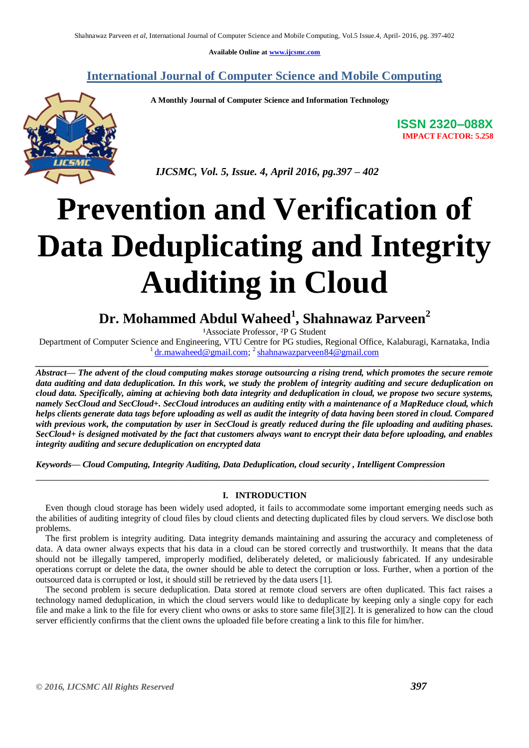Available Online at www.ijcsmc.com

**International Journal of Computer Science and Mobile Computing**

**A Monthly Journal of Computer Science and Information Technology**

**ISSN 2320–088X**
**IMPACT FACTOR: 5.258**

*IJCSMC, Vol. 5, Issue. 4, April 2016, pg.397 – 402*

# Prevention and Verification of Data Deduplicating and Integrity Auditing in Cloud

**Dr. Mohammed Abdul Waheed[1], Shahnawaz Parveen[2]**

[1]Associate Professor, [2]P G Student
Department of Computer Science and Engineering, VTU Centre for PG studies, Regional Office, Kalaburagi, Karnataka, India
[1] dr.mawaheed@gmail.com; [2] shahnawazparveen84@gmail.com

***Abstract— The advent of the cloud computing makes storage outsourcing a rising trend, which promotes the secure remote data auditing and data deduplication. In this work, we study the problem of integrity auditing and secure deduplication on cloud data. Specifically, aiming at achieving both data integrity and deduplication in cloud, we propose two secure systems, namely SecCloud and SecCloud+. SecCloud introduces an auditing entity with a maintenance of a MapReduce cloud, which helps clients generate data tags before uploading as well as audit the integrity of data having been stored in cloud. Compared with previous work, the computation by user in SecCloud is greatly reduced during the file uploading and auditing phases. SecCloud+ is designed motivated by the fact that customers always want to encrypt their data before uploading, and enables integrity auditing and secure deduplication on encrypted data***

***Keywords— Cloud Computing, Integrity Auditing, Data Deduplication, cloud security , Intelligent Compression***

## I. INTRODUCTION

Even though cloud storage has been widely used adopted, it fails to accommodate some important emerging needs such as the abilities of auditing integrity of cloud files by cloud clients and detecting duplicated files by cloud servers. We disclose both problems.

The first problem is integrity auditing. Data integrity demands maintaining and assuring the accuracy and completeness of data. A data owner always expects that his data in a cloud can be stored correctly and trustworthily. It means that the data should not be illegally tampered, improperly modified, deliberately deleted, or maliciously fabricated. If any undesirable operations corrupt or delete the data, the owner should be able to detect the corruption or loss. Further, when a portion of the outsourced data is corrupted or lost, it should still be retrieved by the data users [1].

The second problem is secure deduplication. Data stored at remote cloud servers are often duplicated. This fact raises a technology named deduplication, in which the cloud servers would like to deduplicate by keeping only a single copy for each file and make a link to the file for every client who owns or asks to store same file[3][2]. It is generalized to how can the cloud server efficiently confirms that the client owns the uploaded file before creating a link to this file for him/her.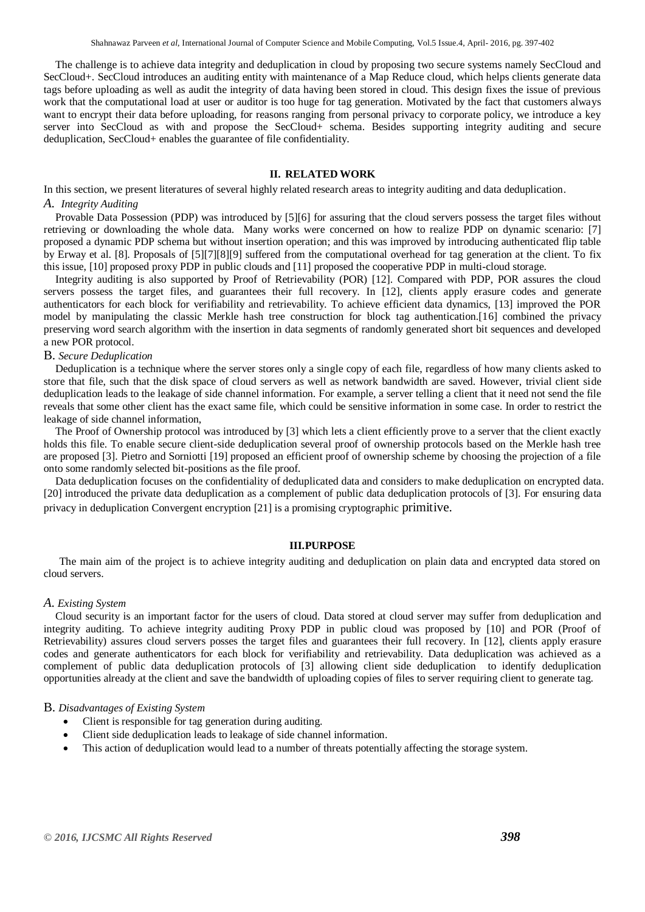The challenge is to achieve data integrity and deduplication in cloud by proposing two secure systems namely SecCloud and SecCloud+. SecCloud introduces an auditing entity with maintenance of a Map Reduce cloud, which helps clients generate data tags before uploading as well as audit the integrity of data having been stored in cloud. This design fixes the issue of previous work that the computational load at user or auditor is too huge for tag generation. Motivated by the fact that customers always want to encrypt their data before uploading, for reasons ranging from personal privacy to corporate policy, we introduce a key server into SecCloud as with and propose the SecCloud+ schema. Besides supporting integrity auditing and secure deduplication, SecCloud+ enables the guarantee of file confidentiality.

## II. RELATED WORK

In this section, we present literatures of several highly related research areas to integrity auditing and data deduplication.

### A. *Integrity Auditing*

Provable Data Possession (PDP) was introduced by [5][6] for assuring that the cloud servers possess the target files without retrieving or downloading the whole data. Many works were concerned on how to realize PDP on dynamic scenario: [7] proposed a dynamic PDP schema but without insertion operation; and this was improved by introducing authenticated flip table by Erway et al. [8]. Proposals of [5][7][8][9] suffered from the computational overhead for tag generation at the client. To fix this issue, [10] proposed proxy PDP in public clouds and [11] proposed the cooperative PDP in multi-cloud storage.

Integrity auditing is also supported by Proof of Retrievability (POR) [12]. Compared with PDP, POR assures the cloud servers possess the target files, and guarantees their full recovery. In [12], clients apply erasure codes and generate authenticators for each block for verifiability and retrievability. To achieve efficient data dynamics, [13] improved the POR model by manipulating the classic Merkle hash tree construction for block tag authentication.[16] combined the privacy preserving word search algorithm with the insertion in data segments of randomly generated short bit sequences and developed a new POR protocol.

### B. *Secure Deduplication*

Deduplication is a technique where the server stores only a single copy of each file, regardless of how many clients asked to store that file, such that the disk space of cloud servers as well as network bandwidth are saved. However, trivial client side deduplication leads to the leakage of side channel information. For example, a server telling a client that it need not send the file reveals that some other client has the exact same file, which could be sensitive information in some case. In order to restrict the leakage of side channel information,

The Proof of Ownership protocol was introduced by [3] which lets a client efficiently prove to a server that the client exactly holds this file. To enable secure client-side deduplication several proof of ownership protocols based on the Merkle hash tree are proposed [3]. Pietro and Sorniotti [19] proposed an efficient proof of ownership scheme by choosing the projection of a file onto some randomly selected bit-positions as the file proof.

Data deduplication focuses on the confidentiality of deduplicated data and considers to make deduplication on encrypted data. [20] introduced the private data deduplication as a complement of public data deduplication protocols of [3]. For ensuring data privacy in deduplication Convergent encryption [21] is a promising cryptographic primitive.

## III.PURPOSE

The main aim of the project is to achieve integrity auditing and deduplication on plain data and encrypted data stored on cloud servers.

### A. *Existing System*

Cloud security is an important factor for the users of cloud. Data stored at cloud server may suffer from deduplication and integrity auditing. To achieve integrity auditing Proxy PDP in public cloud was proposed by [10] and POR (Proof of Retrievability) assures cloud servers posses the target files and guarantees their full recovery. In [12], clients apply erasure codes and generate authenticators for each block for verifiability and retrievability. Data deduplication was achieved as a complement of public data deduplication protocols of [3] allowing client side deduplication to identify deduplication opportunities already at the client and save the bandwidth of uploading copies of files to server requiring client to generate tag.

### B. *Disadvantages of Existing System*

- Client is responsible for tag generation during auditing.
- Client side deduplication leads to leakage of side channel information.
- This action of deduplication would lead to a number of threats potentially affecting the storage system.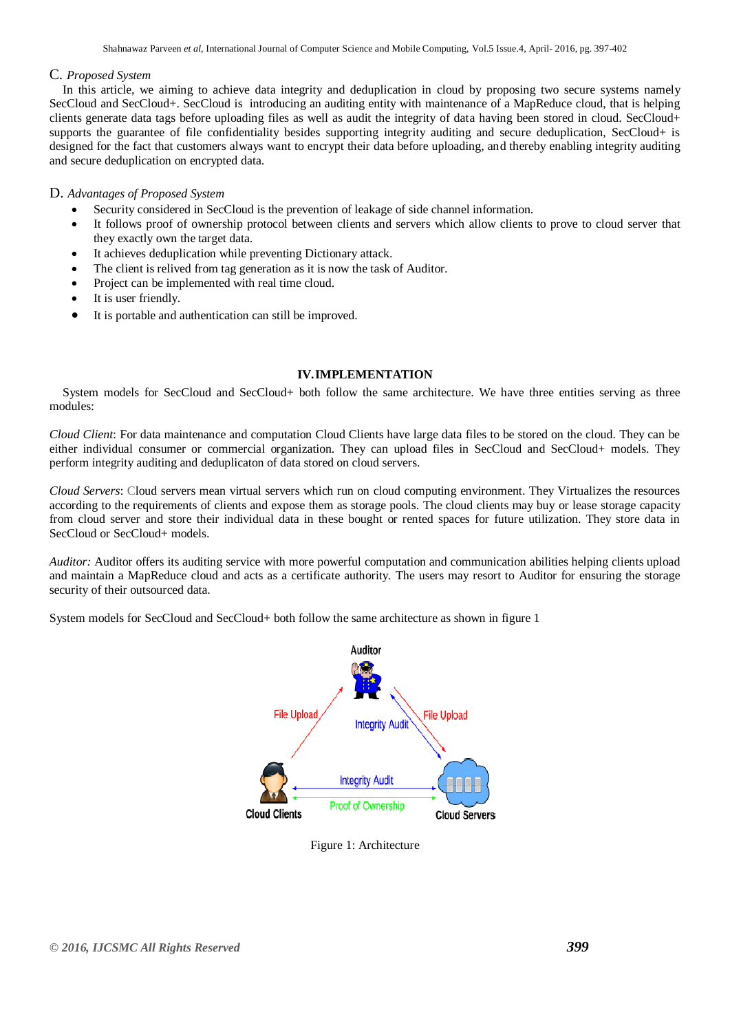## C. *Proposed System*

In this article, we aiming to achieve data integrity and deduplication in cloud by proposing two secure systems namely SecCloud and SecCloud+. SecCloud is introducing an auditing entity with maintenance of a MapReduce cloud, that is helping clients generate data tags before uploading files as well as audit the integrity of data having been stored in cloud. SecCloud+ supports the guarantee of file confidentiality besides supporting integrity auditing and secure deduplication, SecCloud+ is designed for the fact that customers always want to encrypt their data before uploading, and thereby enabling integrity auditing and secure deduplication on encrypted data.

## D. *Advantages of Proposed System*

- Security considered in SecCloud is the prevention of leakage of side channel information.
- It follows proof of ownership protocol between clients and servers which allow clients to prove to cloud server that they exactly own the target data.
- It achieves deduplication while preventing Dictionary attack.
- The client is relived from tag generation as it is now the task of Auditor.
- Project can be implemented with real time cloud.
- It is user friendly.
- It is portable and authentication can still be improved.

# IV. IMPLEMENTATION

System models for SecCloud and SecCloud+ both follow the same architecture. We have three entities serving as three modules:

*Cloud Client*: For data maintenance and computation Cloud Clients have large data files to be stored on the cloud. They can be either individual consumer or commercial organization. They can upload files in SecCloud and SecCloud+ models. They perform integrity auditing and deduplicaton of data stored on cloud servers.

*Cloud Servers*: Cloud servers mean virtual servers which run on cloud computing environment. They Virtualizes the resources according to the requirements of clients and expose them as storage pools. The cloud clients may buy or lease storage capacity from cloud server and store their individual data in these bought or rented spaces for future utilization. They store data in SecCloud or SecCloud+ models.

*Auditor:* Auditor offers its auditing service with more powerful computation and communication abilities helping clients upload and maintain a MapReduce cloud and acts as a certificate authority. The users may resort to Auditor for ensuring the storage security of their outsourced data.

System models for SecCloud and SecCloud+ both follow the same architecture as shown in figure 1

Figure 1: Architecture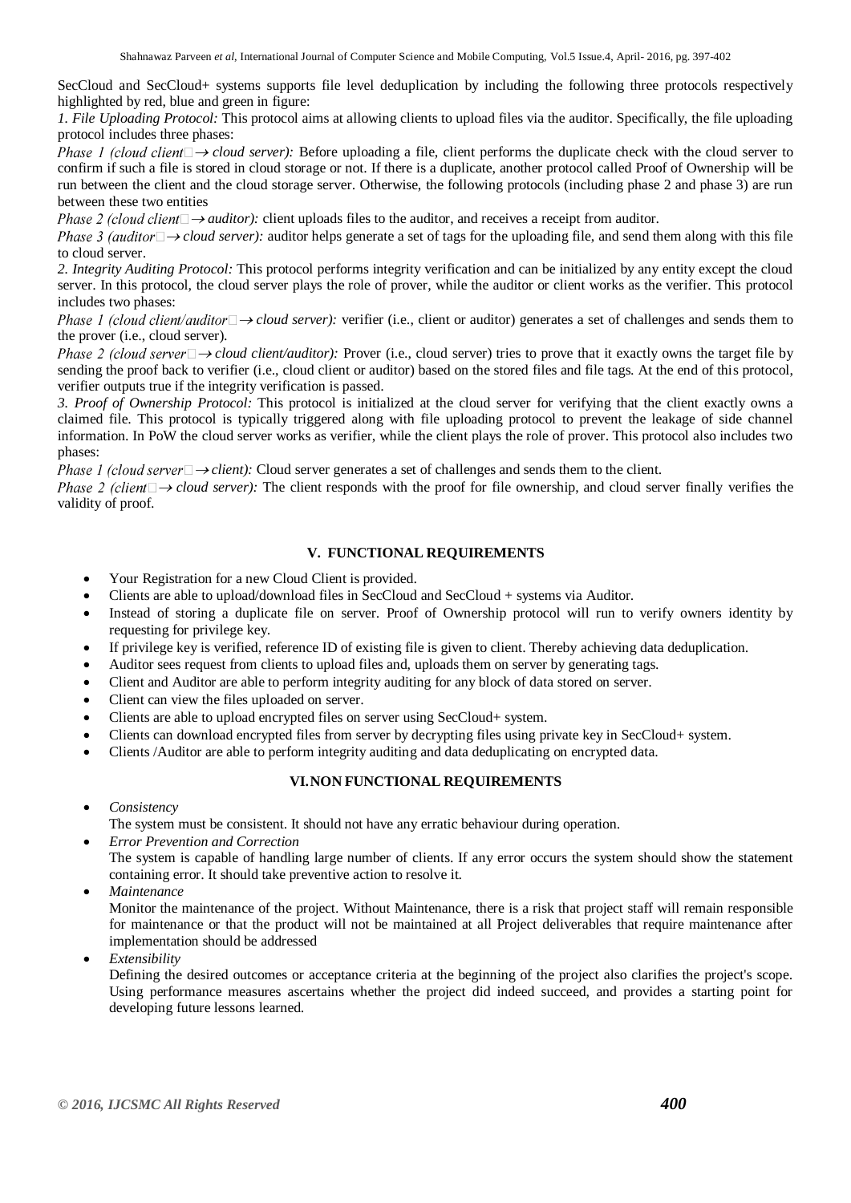SecCloud and SecCloud+ systems supports file level deduplication by including the following three protocols respectively highlighted by red, blue and green in figure:

*1. File Uploading Protocol:* This protocol aims at allowing clients to upload files via the auditor. Specifically, the file uploading protocol includes three phases:

*Phase 1 (cloud client ↔ cloud server):* Before uploading a file, client performs the duplicate check with the cloud server to confirm if such a file is stored in cloud storage or not. If there is a duplicate, another protocol called Proof of Ownership will be run between the client and the cloud storage server. Otherwise, the following protocols (including phase 2 and phase 3) are run between these two entities

*Phase 2 (cloud client ↔ auditor):* client uploads files to the auditor, and receives a receipt from auditor.

*Phase 3 (auditor ↔ cloud server):* auditor helps generate a set of tags for the uploading file, and send them along with this file to cloud server.

*2. Integrity Auditing Protocol:* This protocol performs integrity verification and can be initialized by any entity except the cloud server. In this protocol, the cloud server plays the role of prover, while the auditor or client works as the verifier. This protocol includes two phases:

*Phase 1 (cloud client/auditor ↔ cloud server):* verifier (i.e., client or auditor) generates a set of challenges and sends them to the prover (i.e., cloud server).

*Phase 2 (cloud server ↔ cloud client/auditor):* Prover (i.e., cloud server) tries to prove that it exactly owns the target file by sending the proof back to verifier (i.e., cloud client or auditor) based on the stored files and file tags. At the end of this protocol, verifier outputs true if the integrity verification is passed.

*3. Proof of Ownership Protocol:* This protocol is initialized at the cloud server for verifying that the client exactly owns a claimed file. This protocol is typically triggered along with file uploading protocol to prevent the leakage of side channel information. In PoW the cloud server works as verifier, while the client plays the role of prover. This protocol also includes two phases:

*Phase 1 (cloud server ↔ client):* Cloud server generates a set of challenges and sends them to the client.

*Phase 2 (client ↔ cloud server):* The client responds with the proof for file ownership, and cloud server finally verifies the validity of proof.

## V. FUNCTIONAL REQUIREMENTS

- Your Registration for a new Cloud Client is provided.
- Clients are able to upload/download files in SecCloud and SecCloud + systems via Auditor.
- Instead of storing a duplicate file on server. Proof of Ownership protocol will run to verify owners identity by requesting for privilege key.
- If privilege key is verified, reference ID of existing file is given to client. Thereby achieving data deduplication.
- Auditor sees request from clients to upload files and, uploads them on server by generating tags.
- Client and Auditor are able to perform integrity auditing for any block of data stored on server.
- Client can view the files uploaded on server.
- Clients are able to upload encrypted files on server using SecCloud+ system.
- Clients can download encrypted files from server by decrypting files using private key in SecCloud+ system.
- Clients /Auditor are able to perform integrity auditing and data deduplicating on encrypted data.

## VI. NON FUNCTIONAL REQUIREMENTS

- *Consistency*
  The system must be consistent. It should not have any erratic behaviour during operation.
- *Error Prevention and Correction*
  The system is capable of handling large number of clients. If any error occurs the system should show the statement containing error. It should take preventive action to resolve it.
- *Maintenance*
  Monitor the maintenance of the project. Without Maintenance, there is a risk that project staff will remain responsible for maintenance or that the product will not be maintained at all Project deliverables that require maintenance after implementation should be addressed
- *Extensibility*
  Defining the desired outcomes or acceptance criteria at the beginning of the project also clarifies the project's scope. Using performance measures ascertains whether the project did indeed succeed, and provides a starting point for developing future lessons learned.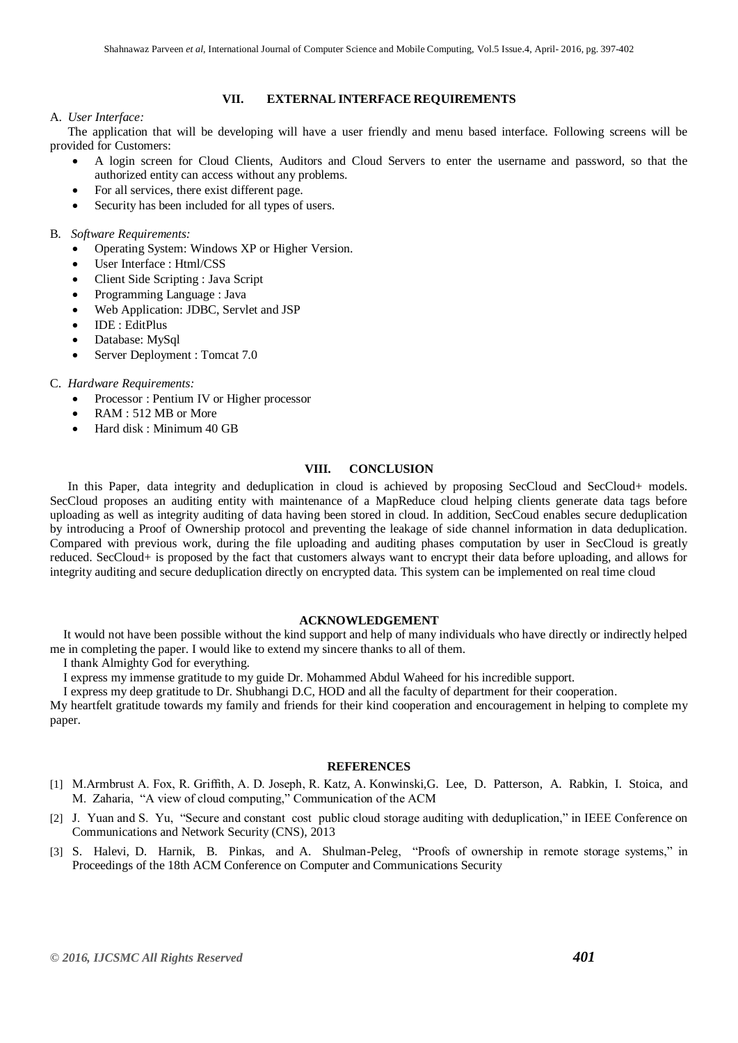## VII. EXTERNAL INTERFACE REQUIREMENTS

A. *User Interface:*

The application that will be developing will have a user friendly and menu based interface. Following screens will be provided for Customers:

- A login screen for Cloud Clients, Auditors and Cloud Servers to enter the username and password, so that the authorized entity can access without any problems.
- For all services, there exist different page.
- Security has been included for all types of users.

B. *Software Requirements:*

- Operating System: Windows XP or Higher Version.
- User Interface : Html/CSS
- Client Side Scripting : Java Script
- Programming Language : Java
- Web Application: JDBC, Servlet and JSP
- IDE : EditPlus
- Database: MySql
- Server Deployment : Tomcat 7.0

C. *Hardware Requirements:*

- Processor : Pentium IV or Higher processor
- RAM : 512 MB or More
- Hard disk : Minimum 40 GB

## VIII. CONCLUSION

In this Paper, data integrity and deduplication in cloud is achieved by proposing SecCloud and SecCloud+ models. SecCloud proposes an auditing entity with maintenance of a MapReduce cloud helping clients generate data tags before uploading as well as integrity auditing of data having been stored in cloud. In addition, SecCoud enables secure deduplication by introducing a Proof of Ownership protocol and preventing the leakage of side channel information in data deduplication. Compared with previous work, during the file uploading and auditing phases computation by user in SecCloud is greatly reduced. SecCloud+ is proposed by the fact that customers always want to encrypt their data before uploading, and allows for integrity auditing and secure deduplication directly on encrypted data. This system can be implemented on real time cloud

## ACKNOWLEDGEMENT

It would not have been possible without the kind support and help of many individuals who have directly or indirectly helped me in completing the paper. I would like to extend my sincere thanks to all of them.

I thank Almighty God for everything.

I express my immense gratitude to my guide Dr. Mohammed Abdul Waheed for his incredible support.

I express my deep gratitude to Dr. Shubhangi D.C, HOD and all the faculty of department for their cooperation.

My heartfelt gratitude towards my family and friends for their kind cooperation and encouragement in helping to complete my paper.

## REFERENCES

[1] M.Armbrust A. Fox, R. Griffith, A. D. Joseph, R. Katz, A. Konwinski,G. Lee, D. Patterson, A. Rabkin, I. Stoica, and M. Zaharia, "A view of cloud computing," Communication of the ACM

[2] J. Yuan and S. Yu, "Secure and constant cost public cloud storage auditing with deduplication," in IEEE Conference on Communications and Network Security (CNS), 2013

[3] S. Halevi, D. Harnik, B. Pinkas, and A. Shulman-Peleg, "Proofs of ownership in remote storage systems," in Proceedings of the 18th ACM Conference on Computer and Communications Security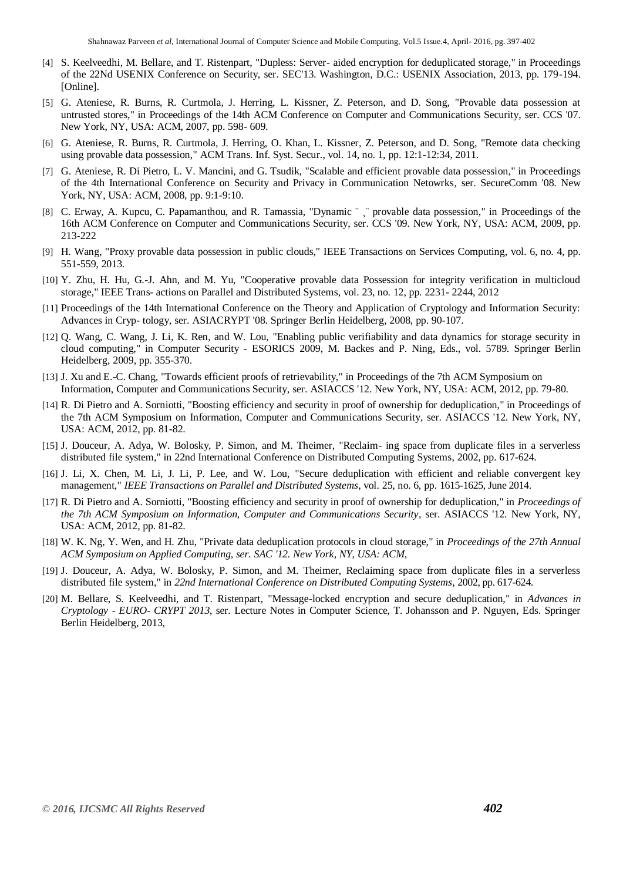[4] S. Keelveedhi, M. Bellare, and T. Ristenpart, "Dupless: Server- aided encryption for deduplicated storage," in Proceedings of the 22Nd USENIX Conference on Security, ser. SEC'13. Washington, D.C.: USENIX Association, 2013, pp. 179-194. [Online].

[5] G. Ateniese, R. Burns, R. Curtmola, J. Herring, L. Kissner, Z. Peterson, and D. Song, "Provable data possession at untrusted stores," in Proceedings of the 14th ACM Conference on Computer and Communications Security, ser. CCS '07. New York, NY, USA: ACM, 2007, pp. 598- 609.

[6] G. Ateniese, R. Burns, R. Curtmola, J. Herring, O. Khan, L. Kissner, Z. Peterson, and D. Song, "Remote data checking using provable data possession," ACM Trans. Inf. Syst. Secur., vol. 14, no. 1, pp. 12:1-12:34, 2011.

[7] G. Ateniese, R. Di Pietro, L. V. Mancini, and G. Tsudik, "Scalable and efficient provable data possession," in Proceedings of the 4th International Conference on Security and Privacy in Communication Netowrks, ser. SecureComm '08. New York, NY, USA: ACM, 2008, pp. 9:1-9:10.

[8] C. Erway, A. Kupcu, C. Papamanthou, and R. Tamassia, "Dynamic ¨ ¸¨ provable data possession," in Proceedings of the 16th ACM Conference on Computer and Communications Security, ser. CCS '09. New York, NY, USA: ACM, 2009, pp. 213-222

[9] H. Wang, "Proxy provable data possession in public clouds," IEEE Transactions on Services Computing, vol. 6, no. 4, pp. 551-559, 2013.

[10] Y. Zhu, H. Hu, G.-J. Ahn, and M. Yu, "Cooperative provable data Possession for integrity verification in multicloud storage," IEEE Trans- actions on Parallel and Distributed Systems, vol. 23, no. 12, pp. 2231- 2244, 2012

[11] Proceedings of the 14th International Conference on the Theory and Application of Cryptology and Information Security: Advances in Cryp- tology, ser. ASIACRYPT '08. Springer Berlin Heidelberg, 2008, pp. 90-107.

[12] Q. Wang, C. Wang, J. Li, K. Ren, and W. Lou, "Enabling public verifiability and data dynamics for storage security in cloud computing," in Computer Security - ESORICS 2009, M. Backes and P. Ning, Eds., vol. 5789. Springer Berlin Heidelberg, 2009, pp. 355-370.

[13] J. Xu and E.-C. Chang, "Towards efficient proofs of retrievability," in Proceedings of the 7th ACM Symposium on Information, Computer and Communications Security, ser. ASIACCS '12. New York, NY, USA: ACM, 2012, pp. 79-80.

[14] R. Di Pietro and A. Sorniotti, "Boosting efficiency and security in proof of ownership for deduplication," in Proceedings of the 7th ACM Symposium on Information, Computer and Communications Security, ser. ASIACCS '12. New York, NY, USA: ACM, 2012, pp. 81-82.

[15] J. Douceur, A. Adya, W. Bolosky, P. Simon, and M. Theimer, "Reclaim- ing space from duplicate files in a serverless distributed file system," in 22nd International Conference on Distributed Computing Systems, 2002, pp. 617-624.

[16] J. Li, X. Chen, M. Li, J. Li, P. Lee, and W. Lou, "Secure deduplication with efficient and reliable convergent key management," *IEEE Transactions on Parallel and Distributed Systems*, vol. 25, no. 6, pp. 1615-1625, June 2014.

[17] R. Di Pietro and A. Sorniotti, "Boosting efficiency and security in proof of ownership for deduplication," in *Proceedings of the 7th ACM Symposium on Information, Computer and Communications Security*, ser. ASIACCS '12. New York, NY, USA: ACM, 2012, pp. 81-82.

[18] W. K. Ng, Y. Wen, and H. Zhu, "Private data deduplication protocols in cloud storage," in *Proceedings of the 27th Annual ACM Symposium on Applied Computing, ser. SAC '12. New York, NY, USA: ACM,*

[19] J. Douceur, A. Adya, W. Bolosky, P. Simon, and M. Theimer, Reclaiming space from duplicate files in a serverless distributed file system," in *22nd International Conference on Distributed Computing Systems*, 2002, pp. 617-624.

[20] M. Bellare, S. Keelveedhi, and T. Ristenpart, "Message-locked encryption and secure deduplication," in *Advances in Cryptology - EURO- CRYPT 2013*, ser. Lecture Notes in Computer Science, T. Johansson and P. Nguyen, Eds. Springer Berlin Heidelberg, 2013,